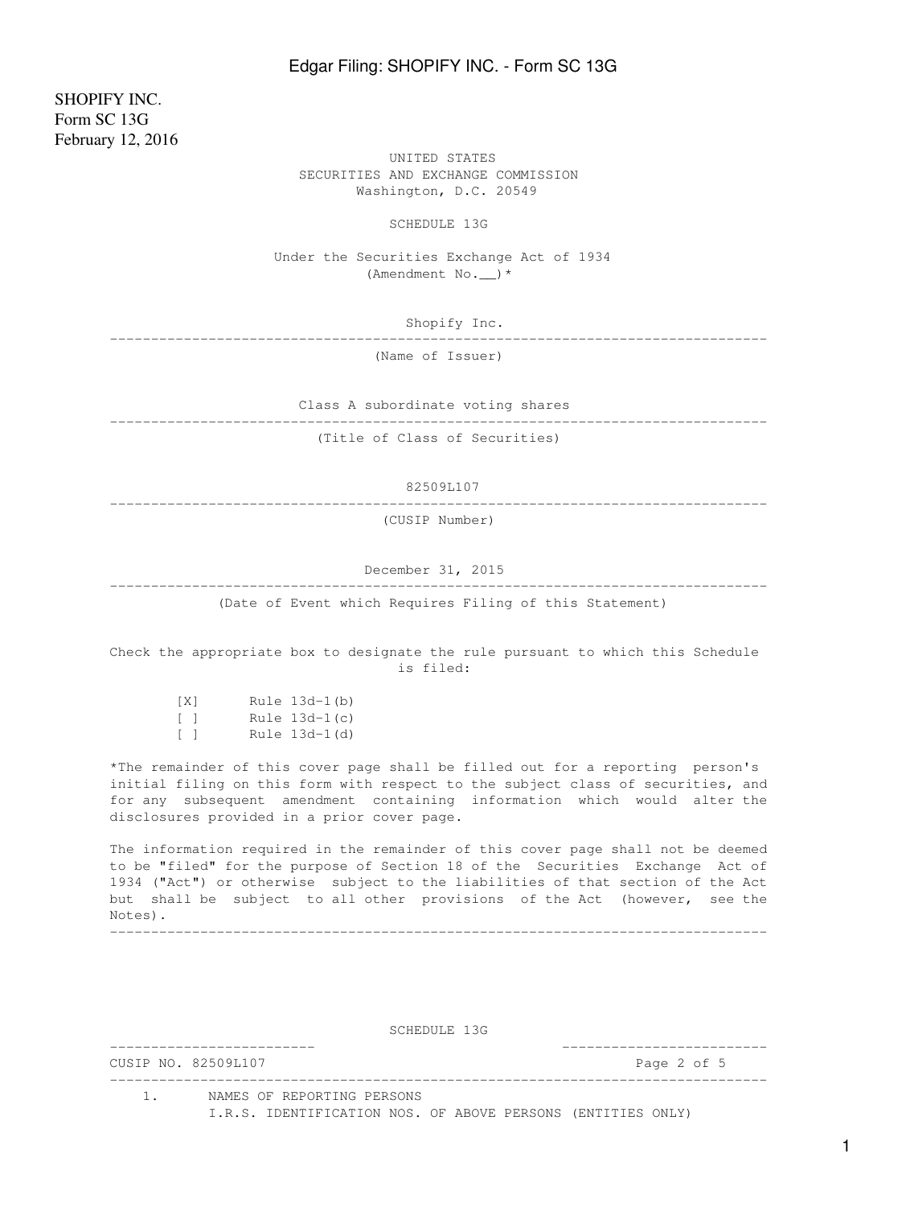SHOPIFY INC.
Form SC 13G
February 12, 2016

UNITED STATES
SECURITIES AND EXCHANGE COMMISSION
Washington, D.C. 20549

SCHEDULE 13G

Under the Securities Exchange Act of 1934
(Amendment No.__)*

Shopify Inc.

(Name of Issuer)

Class A subordinate voting shares

(Title of Class of Securities)

82509L107

(CUSIP Number)

December 31, 2015

(Date of Event which Requires Filing of this Statement)

Check the appropriate box to designate the rule pursuant to which this Schedule is filed:

[X] Rule 13d-1(b)
[ ] Rule 13d-1(c)
[ ] Rule 13d-1(d)

*The remainder of this cover page shall be filled out for a reporting person's initial filing on this form with respect to the subject class of securities, and for any subsequent amendment containing information which would alter the disclosures provided in a prior cover page.

The information required in the remainder of this cover page shall not be deemed to be "filed" for the purpose of Section 18 of the Securities Exchange Act of 1934 ("Act") or otherwise subject to the liabilities of that section of the Act but shall be subject to all other provisions of the Act (however, see the Notes).

SCHEDULE 13G

CUSIP NO. 82509L107 Page 2 of 5

1. NAMES OF REPORTING PERSONS
I.R.S. IDENTIFICATION NOS. OF ABOVE PERSONS (ENTITIES ONLY)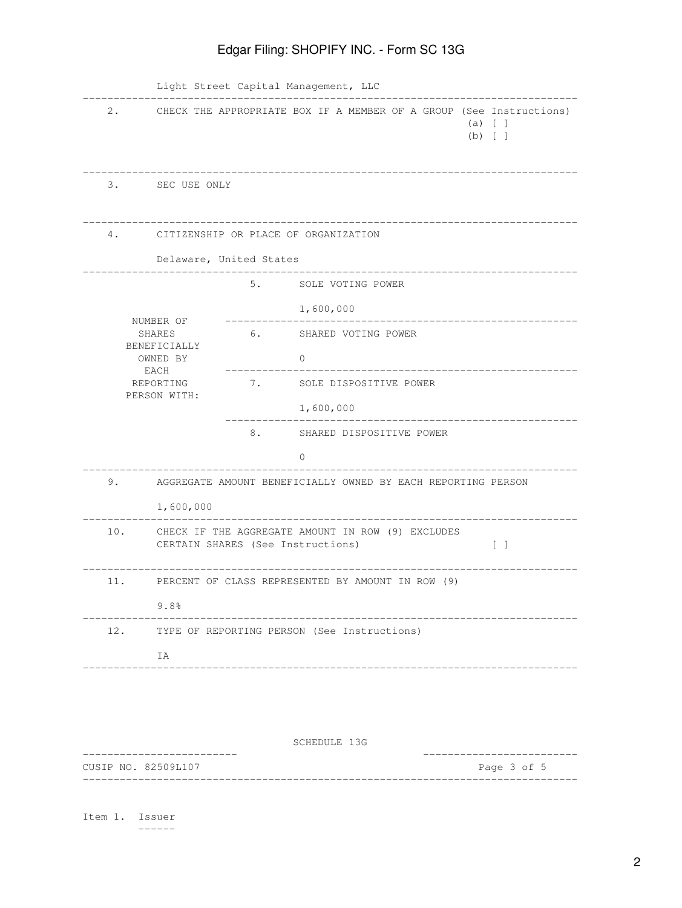Light Street Capital Management, LLC

| | |
|---|---|
| 2. | CHECK THE APPROPRIATE BOX IF A MEMBER OF A GROUP (See Instructions)<br>(a) [ ]<br>(b) [ ] |
| 3. | SEC USE ONLY |
| 4. | CITIZENSHIP OR PLACE OF ORGANIZATION<br><br>Delaware, United States |

| NUMBER OF SHARES BENEFICIALLY OWNED BY EACH REPORTING PERSON WITH: | | |
|---|---|---|
| | 5. | SOLE VOTING POWER<br><br>1,600,000 |
| | 6. | SHARED VOTING POWER<br><br>0 |
| | 7. | SOLE DISPOSITIVE POWER<br><br>1,600,000 |
| | 8. | SHARED DISPOSITIVE POWER<br><br>0 |

| | |
|---|---|
| 9. | AGGREGATE AMOUNT BENEFICIALLY OWNED BY EACH REPORTING PERSON<br><br>1,600,000 |
| 10. | CHECK IF THE AGGREGATE AMOUNT IN ROW (9) EXCLUDES CERTAIN SHARES (See Instructions) [ ] |
| 11. | PERCENT OF CLASS REPRESENTED BY AMOUNT IN ROW (9)<br><br>9.8% |
| 12. | TYPE OF REPORTING PERSON (See Instructions)<br><br>IA |

SCHEDULE 13G

CUSIP NO. 82509L107

Item 1. Issuer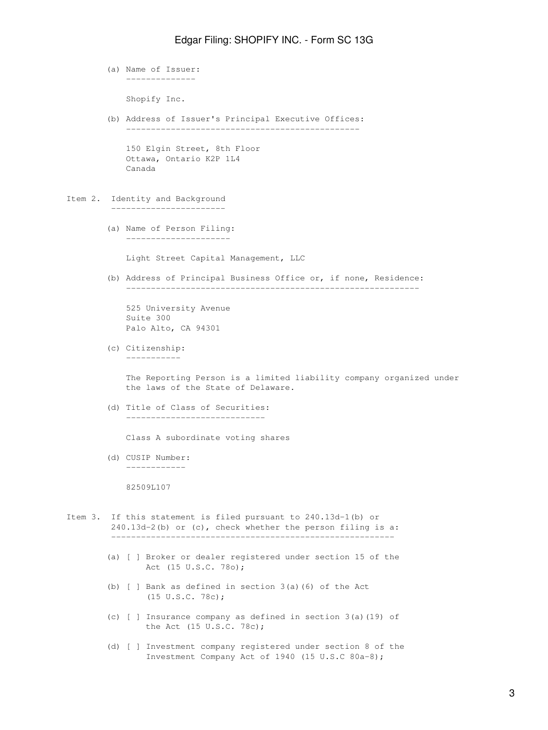(a) Name of Issuer:

Shopify Inc.

(b) Address of Issuer's Principal Executive Offices:

150 Elgin Street, 8th Floor
Ottawa, Ontario K2P 1L4
Canada

## Item 2. Identity and Background

(a) Name of Person Filing:

Light Street Capital Management, LLC

(b) Address of Principal Business Office or, if none, Residence:

525 University Avenue
Suite 300
Palo Alto, CA 94301

(c) Citizenship:

The Reporting Person is a limited liability company organized under the laws of the State of Delaware.

(d) Title of Class of Securities:

Class A subordinate voting shares

(d) CUSIP Number:

82509L107

## Item 3. If this statement is filed pursuant to 240.13d-1(b) or 240.13d-2(b) or (c), check whether the person filing is a:

(a) [ ] Broker or dealer registered under section 15 of the Act (15 U.S.C. 78o);

(b) [ ] Bank as defined in section 3(a)(6) of the Act (15 U.S.C. 78c);

(c) [ ] Insurance company as defined in section 3(a)(19) of the Act (15 U.S.C. 78c);

(d) [ ] Investment company registered under section 8 of the Investment Company Act of 1940 (15 U.S.C 80a-8);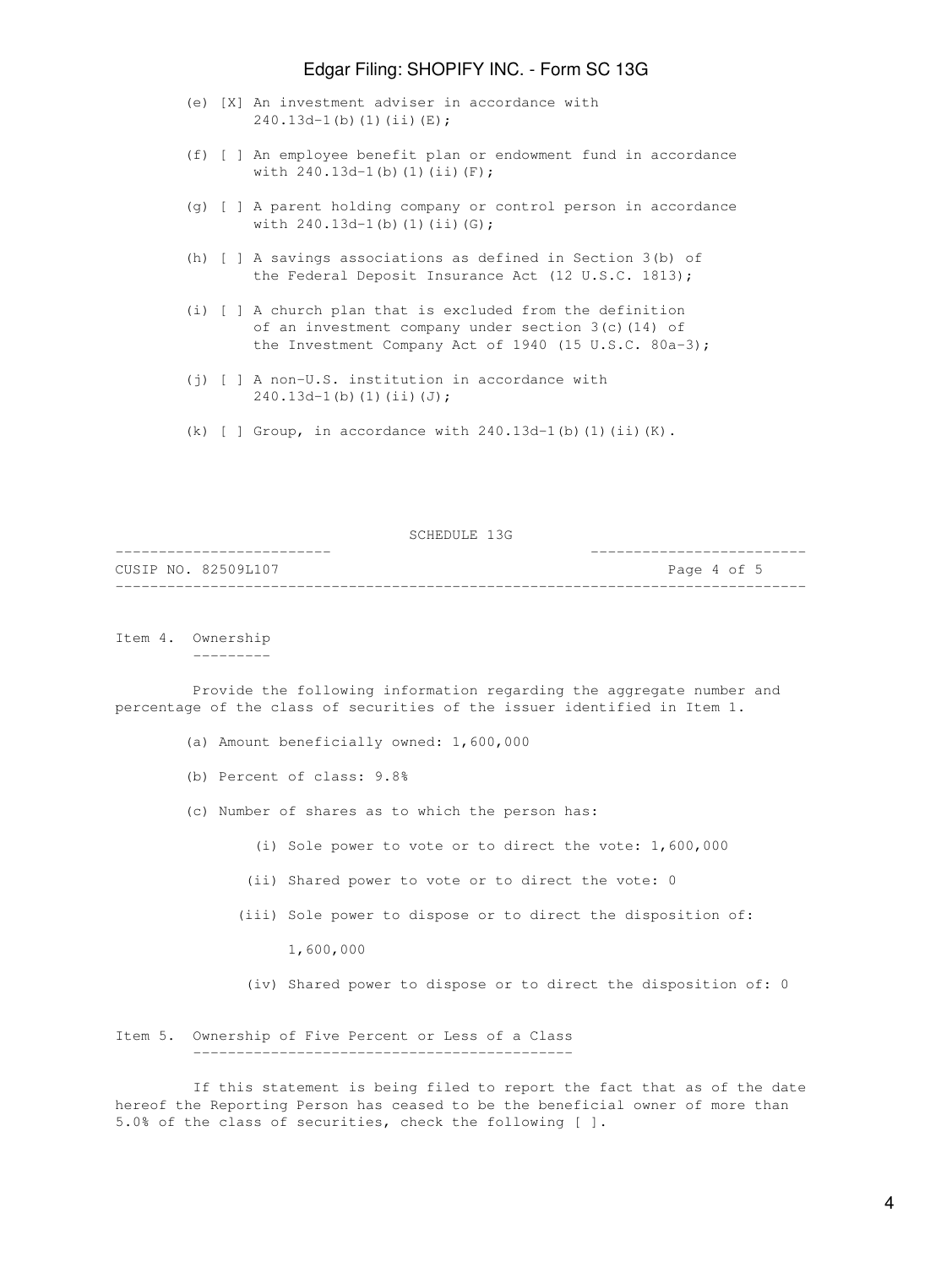(e) [X] An investment adviser in accordance with 240.13d-1(b)(1)(ii)(E);

(f) [ ] An employee benefit plan or endowment fund in accordance with 240.13d-1(b)(1)(ii)(F);

(g) [ ] A parent holding company or control person in accordance with 240.13d-1(b)(1)(ii)(G);

(h) [ ] A savings associations as defined in Section 3(b) of the Federal Deposit Insurance Act (12 U.S.C. 1813);

(i) [ ] A church plan that is excluded from the definition of an investment company under section 3(c)(14) of the Investment Company Act of 1940 (15 U.S.C. 80a-3);

(j) [ ] A non-U.S. institution in accordance with 240.13d-1(b)(1)(ii)(J);

(k) [ ] Group, in accordance with 240.13d-1(b)(1)(ii)(K).

SCHEDULE 13G

CUSIP NO. 82509L107

## Item 4. Ownership

Provide the following information regarding the aggregate number and percentage of the class of securities of the issuer identified in Item 1.

(a) Amount beneficially owned: 1,600,000

(b) Percent of class: 9.8%

(c) Number of shares as to which the person has:

(i) Sole power to vote or to direct the vote: 1,600,000

(ii) Shared power to vote or to direct the vote: 0

(iii) Sole power to dispose or to direct the disposition of: 1,600,000

(iv) Shared power to dispose or to direct the disposition of: 0

## Item 5. Ownership of Five Percent or Less of a Class

If this statement is being filed to report the fact that as of the date hereof the Reporting Person has ceased to be the beneficial owner of more than 5.0% of the class of securities, check the following [ ].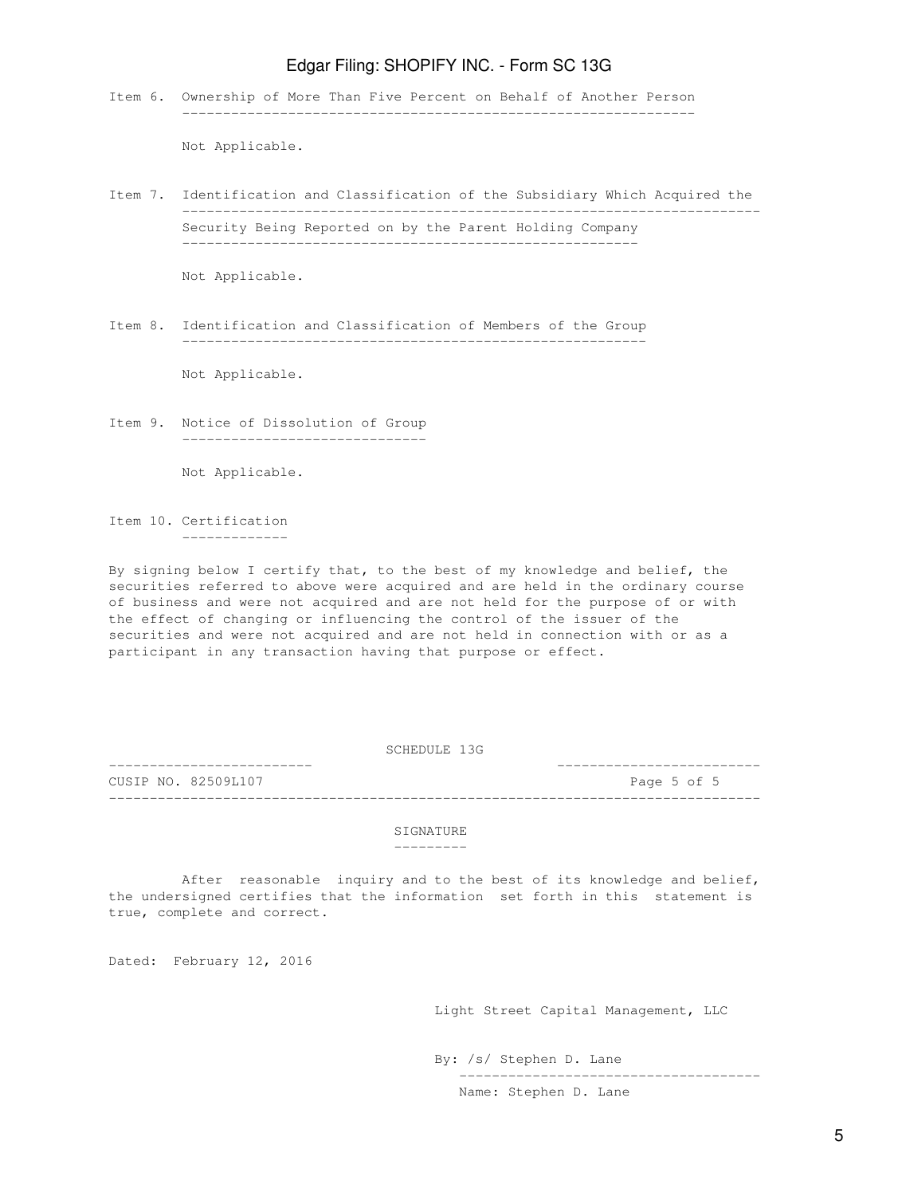### Item 6. Ownership of More Than Five Percent on Behalf of Another Person

Not Applicable.

### Item 7. Identification and Classification of the Subsidiary Which Acquired the Security Being Reported on by the Parent Holding Company

Not Applicable.

### Item 8. Identification and Classification of Members of the Group

Not Applicable.

### Item 9. Notice of Dissolution of Group

Not Applicable.

### Item 10. Certification

By signing below I certify that, to the best of my knowledge and belief, the securities referred to above were acquired and are held in the ordinary course of business and were not acquired and are not held for the purpose of or with the effect of changing or influencing the control of the issuer of the securities and were not acquired and are not held in connection with or as a participant in any transaction having that purpose or effect.

SCHEDULE 13G

CUSIP NO. 82509L107

## SIGNATURE

After reasonable inquiry and to the best of its knowledge and belief, the undersigned certifies that the information set forth in this statement is true, complete and correct.

Dated: February 12, 2016

Light Street Capital Management, LLC

By: /s/ Stephen D. Lane

Name: Stephen D. Lane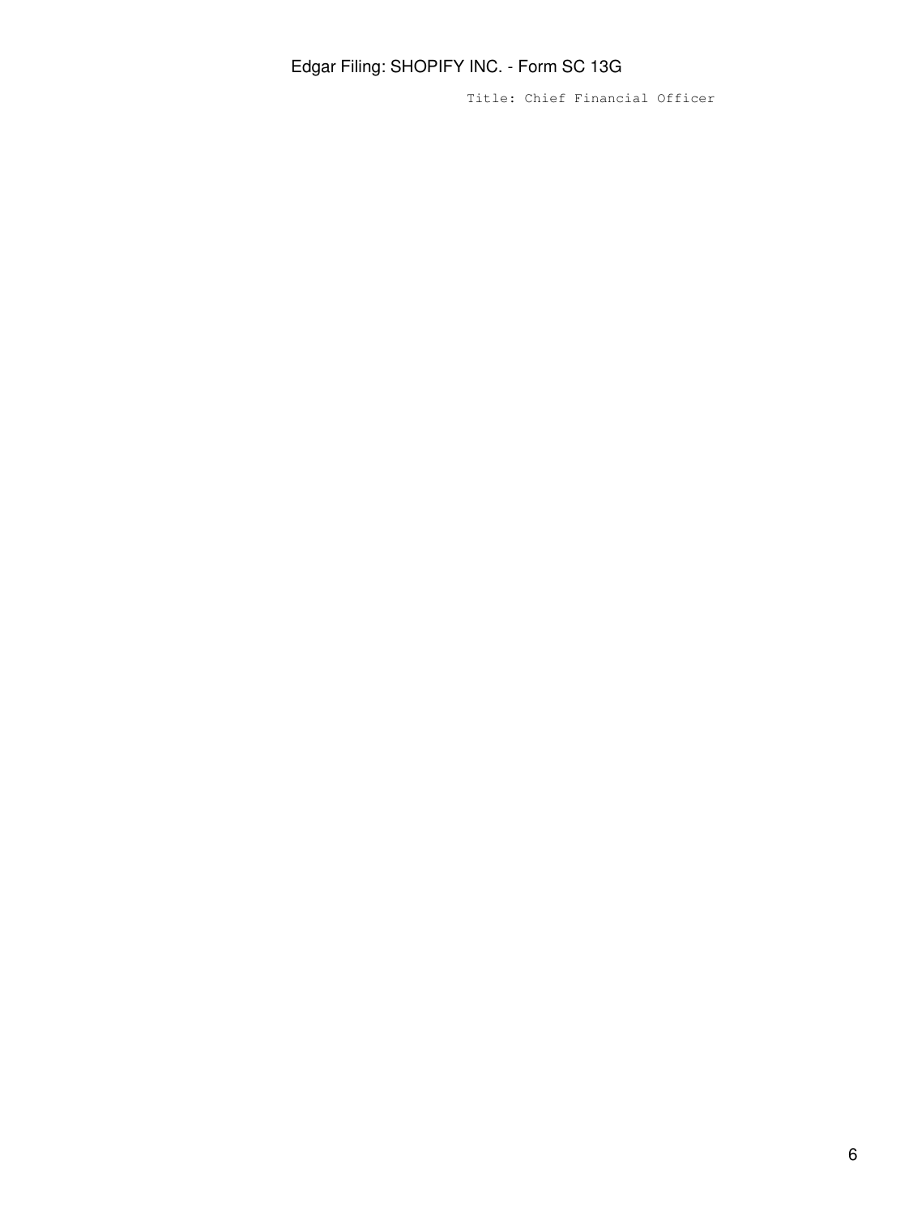Title: Chief Financial Officer